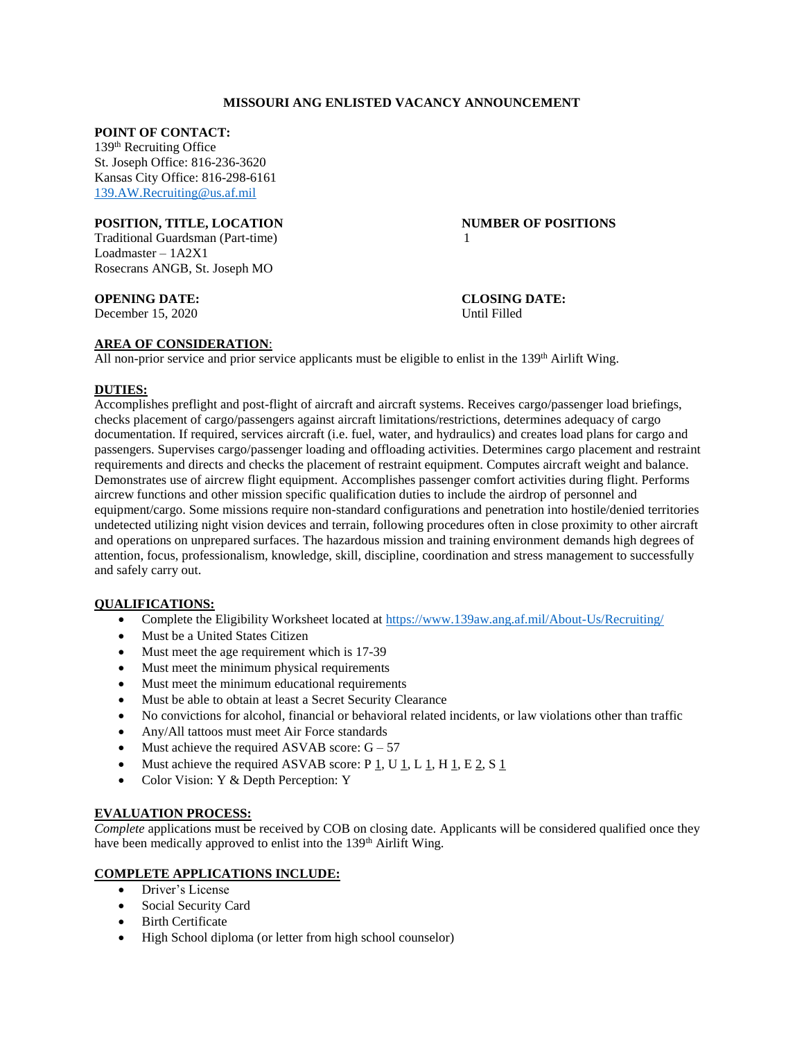# MISSOURI ANG ENLISTED VACANCY ANNOUNCEMENT

**POINT OF CONTACT:**
139th Recruiting Office
St. Joseph Office: 816-236-3620
Kansas City Office: 816-298-6161
139.AW.Recruiting@us.af.mil

**POSITION, TITLE, LOCATION**
Traditional Guardsman (Part-time)
Loadmaster – 1A2X1
Rosecrans ANGB, St. Joseph MO

**NUMBER OF POSITIONS**
1

**OPENING DATE:**
December 15, 2020

**CLOSING DATE:**
Until Filled

**AREA OF CONSIDERATION:**
All non-prior service and prior service applicants must be eligible to enlist in the 139th Airlift Wing.

**DUTIES:**
Accomplishes preflight and post-flight of aircraft and aircraft systems. Receives cargo/passenger load briefings, checks placement of cargo/passengers against aircraft limitations/restrictions, determines adequacy of cargo documentation. If required, services aircraft (i.e. fuel, water, and hydraulics) and creates load plans for cargo and passengers. Supervises cargo/passenger loading and offloading activities. Determines cargo placement and restraint requirements and directs and checks the placement of restraint equipment. Computes aircraft weight and balance. Demonstrates use of aircrew flight equipment. Accomplishes passenger comfort activities during flight. Performs aircrew functions and other mission specific qualification duties to include the airdrop of personnel and equipment/cargo. Some missions require non-standard configurations and penetration into hostile/denied territories undetected utilizing night vision devices and terrain, following procedures often in close proximity to other aircraft and operations on unprepared surfaces. The hazardous mission and training environment demands high degrees of attention, focus, professionalism, knowledge, skill, discipline, coordination and stress management to successfully and safely carry out.

**QUALIFICATIONS:**
- Complete the Eligibility Worksheet located at https://www.139aw.ang.af.mil/About-Us/Recruiting/
- Must be a United States Citizen
- Must meet the age requirement which is 17-39
- Must meet the minimum physical requirements
- Must meet the minimum educational requirements
- Must be able to obtain at least a Secret Security Clearance
- No convictions for alcohol, financial or behavioral related incidents, or law violations other than traffic
- Any/All tattoos must meet Air Force standards
- Must achieve the required ASVAB score: G – 57
- Must achieve the required ASVAB score: P 1, U 1, L 1, H 1, E 2, S 1
- Color Vision: Y & Depth Perception: Y

**EVALUATION PROCESS:**
*Complete* applications must be received by COB on closing date. Applicants will be considered qualified once they have been medically approved to enlist into the 139th Airlift Wing.

**COMPLETE APPLICATIONS INCLUDE:**
- Driver's License
- Social Security Card
- Birth Certificate
- High School diploma (or letter from high school counselor)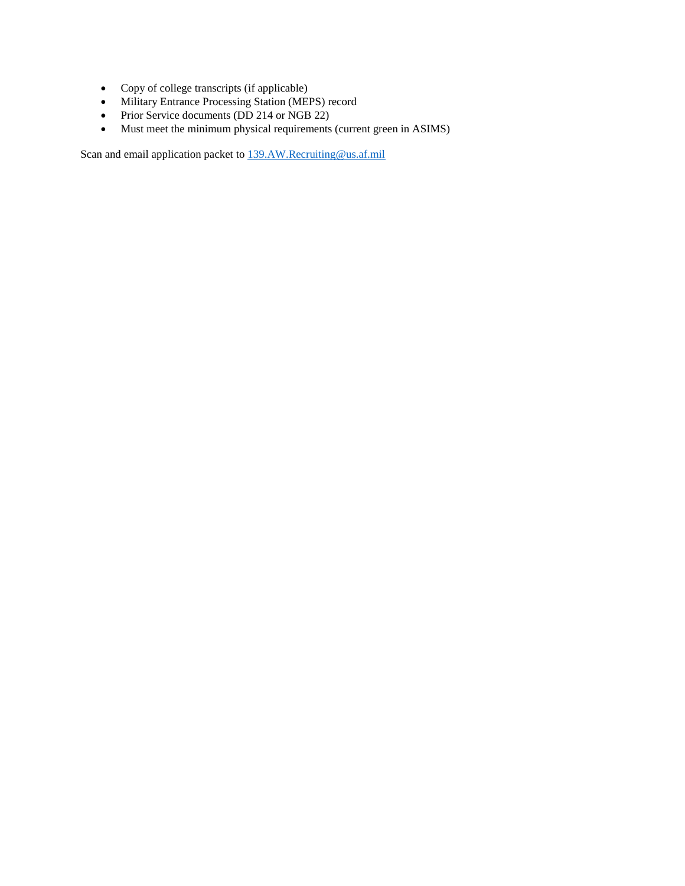- Copy of college transcripts (if applicable)
- Military Entrance Processing Station (MEPS) record
- Prior Service documents (DD 214 or NGB 22)
- Must meet the minimum physical requirements (current green in ASIMS)

Scan and email application packet to 139.AW.Recruiting@us.af.mil